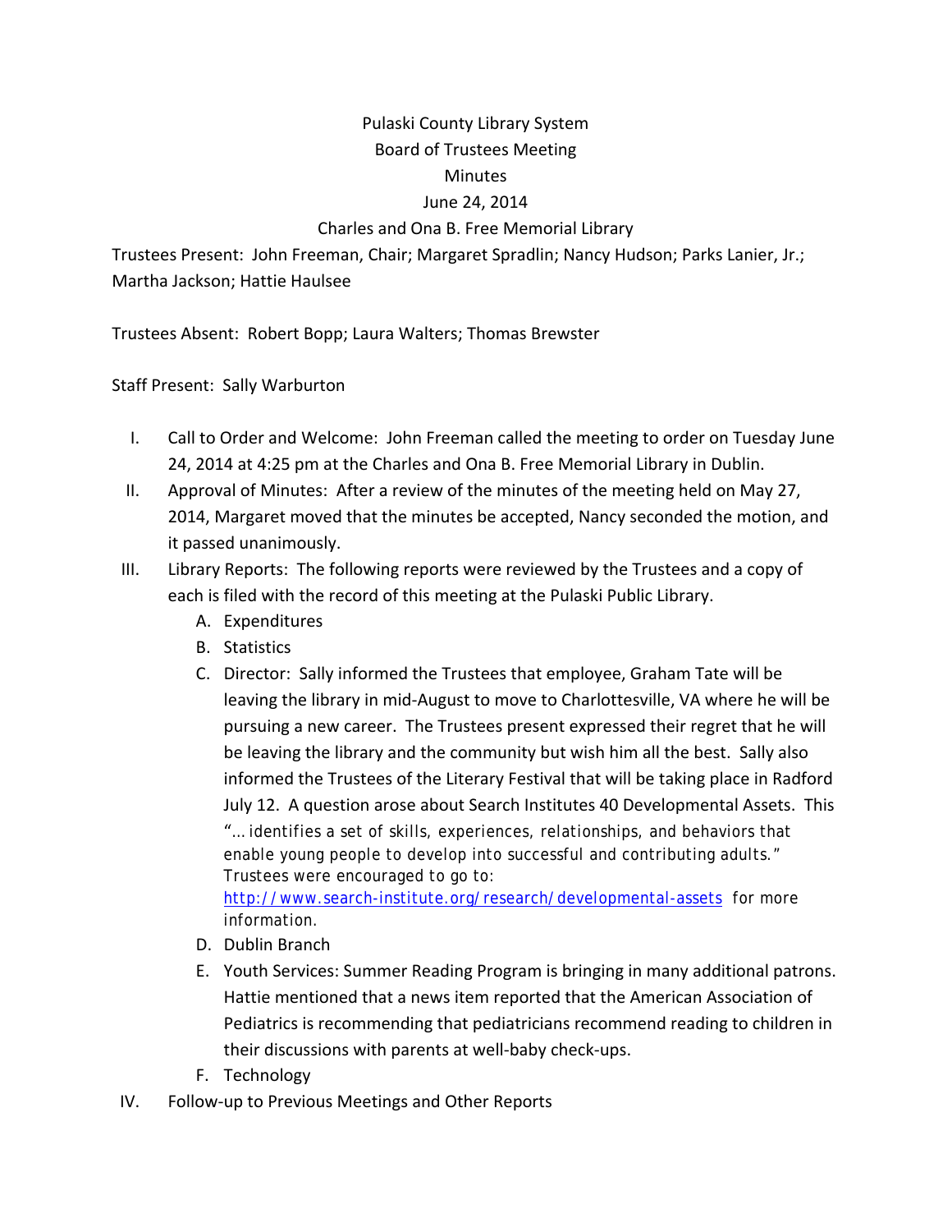Pulaski County Library System

Board of Trustees Meeting

Minutes

June 24, 2014

Charles and Ona B. Free Memorial Library

Trustees Present: John Freeman, Chair; Margaret Spradlin; Nancy Hudson; Parks Lanier, Jr.; Martha Jackson; Hattie Haulsee

Trustees Absent: Robert Bopp; Laura Walters; Thomas Brewster

Staff Present: Sally Warburton

I. Call to Order and Welcome: John Freeman called the meeting to order on Tuesday June 24, 2014 at 4:25 pm at the Charles and Ona B. Free Memorial Library in Dublin.

II. Approval of Minutes: After a review of the minutes of the meeting held on May 27, 2014, Margaret moved that the minutes be accepted, Nancy seconded the motion, and it passed unanimously.

III. Library Reports: The following reports were reviewed by the Trustees and a copy of each is filed with the record of this meeting at the Pulaski Public Library.
   - A. Expenditures
   - B. Statistics
   - C. Director: Sally informed the Trustees that employee, Graham Tate will be leaving the library in mid-August to move to Charlottesville, VA where he will be pursuing a new career. The Trustees present expressed their regret that he will be leaving the library and the community but wish him all the best. Sally also informed the Trustees of the Literary Festival that will be taking place in Radford July 12. A question arose about Search Institutes 40 Developmental Assets. This "… identifies a set of skills, experiences, relationships, and behaviors that enable young people to develop into successful and contributing adults." Trustees were encouraged to go to: http://www.search-institute.org/research/developmental-assets for more information.
   - D. Dublin Branch
   - E. Youth Services: Summer Reading Program is bringing in many additional patrons. Hattie mentioned that a news item reported that the American Association of Pediatrics is recommending that pediatricians recommend reading to children in their discussions with parents at well-baby check-ups.
   - F. Technology

IV. Follow-up to Previous Meetings and Other Reports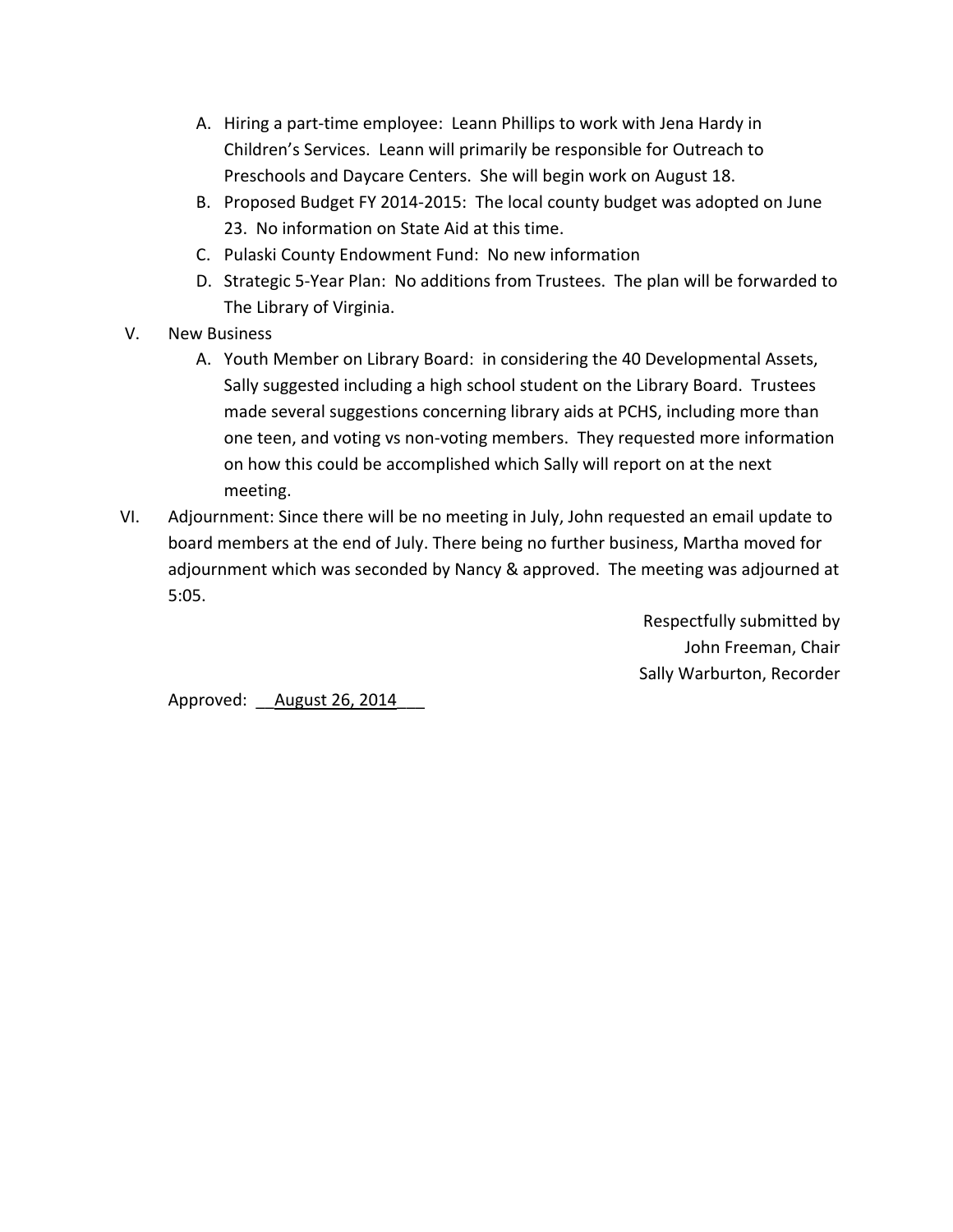A. Hiring a part-time employee: Leann Phillips to work with Jena Hardy in Children's Services. Leann will primarily be responsible for Outreach to Preschools and Daycare Centers. She will begin work on August 18.
B. Proposed Budget FY 2014-2015: The local county budget was adopted on June 23. No information on State Aid at this time.
C. Pulaski County Endowment Fund: No new information
D. Strategic 5-Year Plan: No additions from Trustees. The plan will be forwarded to The Library of Virginia.

V. New Business

A. Youth Member on Library Board: in considering the 40 Developmental Assets, Sally suggested including a high school student on the Library Board. Trustees made several suggestions concerning library aids at PCHS, including more than one teen, and voting vs non-voting members. They requested more information on how this could be accomplished which Sally will report on at the next meeting.

VI. Adjournment: Since there will be no meeting in July, John requested an email update to board members at the end of July. There being no further business, Martha moved for adjournment which was seconded by Nancy & approved. The meeting was adjourned at 5:05.

Respectfully submitted by
John Freeman, Chair
Sally Warburton, Recorder

Approved: __August 26, 2014___